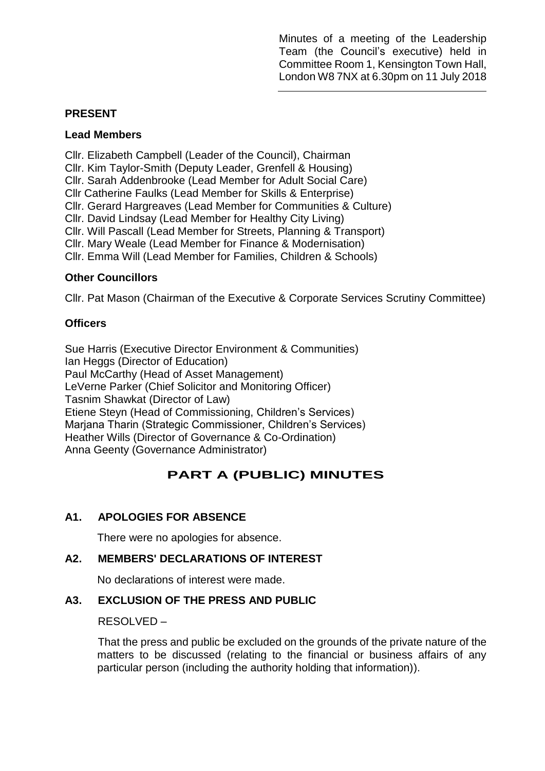Minutes of a meeting of the Leadership Team (the Council's executive) held in Committee Room 1, Kensington Town Hall, London W8 7NX at 6.30pm on 11 July 2018

## PRESENT

### Lead Members

Cllr. Elizabeth Campbell (Leader of the Council), Chairman
Cllr. Kim Taylor-Smith (Deputy Leader, Grenfell & Housing)
Cllr. Sarah Addenbrooke (Lead Member for Adult Social Care)
Cllr Catherine Faulks (Lead Member for Skills & Enterprise)
Cllr. Gerard Hargreaves (Lead Member for Communities & Culture)
Cllr. David Lindsay (Lead Member for Healthy City Living)
Cllr. Will Pascall (Lead Member for Streets, Planning & Transport)
Cllr. Mary Weale (Lead Member for Finance & Modernisation)
Cllr. Emma Will (Lead Member for Families, Children & Schools)

### Other Councillors

Cllr. Pat Mason (Chairman of the Executive & Corporate Services Scrutiny Committee)

### Officers

Sue Harris (Executive Director Environment & Communities)
Ian Heggs (Director of Education)
Paul McCarthy (Head of Asset Management)
LeVerne Parker (Chief Solicitor and Monitoring Officer)
Tasnim Shawkat (Director of Law)
Etiene Steyn (Head of Commissioning, Children's Services)
Marjana Tharin (Strategic Commissioner, Children's Services)
Heather Wills (Director of Governance & Co-Ordination)
Anna Geenty (Governance Administrator)

# PART A (PUBLIC) MINUTES

## A1. APOLOGIES FOR ABSENCE

There were no apologies for absence.

## A2. MEMBERS' DECLARATIONS OF INTEREST

No declarations of interest were made.

## A3. EXCLUSION OF THE PRESS AND PUBLIC

RESOLVED –

That the press and public be excluded on the grounds of the private nature of the matters to be discussed (relating to the financial or business affairs of any particular person (including the authority holding that information)).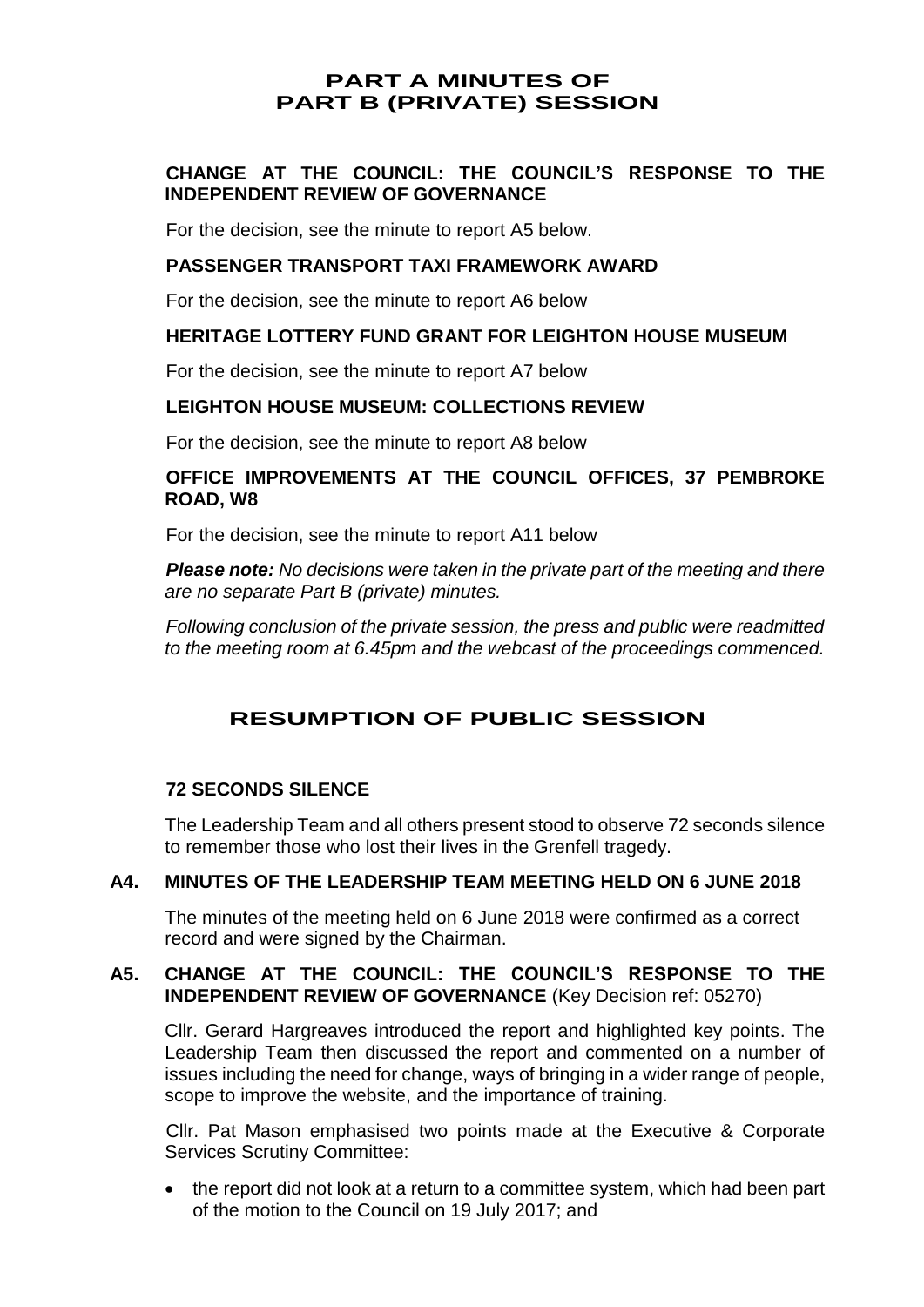# PART A MINUTES OF PART B (PRIVATE) SESSION

**CHANGE AT THE COUNCIL: THE COUNCIL'S RESPONSE TO THE INDEPENDENT REVIEW OF GOVERNANCE**

For the decision, see the minute to report A5 below.

**PASSENGER TRANSPORT TAXI FRAMEWORK AWARD**

For the decision, see the minute to report A6 below

**HERITAGE LOTTERY FUND GRANT FOR LEIGHTON HOUSE MUSEUM**

For the decision, see the minute to report A7 below

**LEIGHTON HOUSE MUSEUM: COLLECTIONS REVIEW**

For the decision, see the minute to report A8 below

**OFFICE IMPROVEMENTS AT THE COUNCIL OFFICES, 37 PEMBROKE ROAD, W8**

For the decision, see the minute to report A11 below

***Please note:*** *No decisions were taken in the private part of the meeting and there are no separate Part B (private) minutes.*

*Following conclusion of the private session, the press and public were readmitted to the meeting room at 6.45pm and the webcast of the proceedings commenced.*

## RESUMPTION OF PUBLIC SESSION

**72 SECONDS SILENCE**

The Leadership Team and all others present stood to observe 72 seconds silence to remember those who lost their lives in the Grenfell tragedy.

**A4. MINUTES OF THE LEADERSHIP TEAM MEETING HELD ON 6 JUNE 2018**

The minutes of the meeting held on 6 June 2018 were confirmed as a correct record and were signed by the Chairman.

**A5. CHANGE AT THE COUNCIL: THE COUNCIL'S RESPONSE TO THE INDEPENDENT REVIEW OF GOVERNANCE** (Key Decision ref: 05270)

Cllr. Gerard Hargreaves introduced the report and highlighted key points. The Leadership Team then discussed the report and commented on a number of issues including the need for change, ways of bringing in a wider range of people, scope to improve the website, and the importance of training.

Cllr. Pat Mason emphasised two points made at the Executive & Corporate Services Scrutiny Committee:

- the report did not look at a return to a committee system, which had been part of the motion to the Council on 19 July 2017; and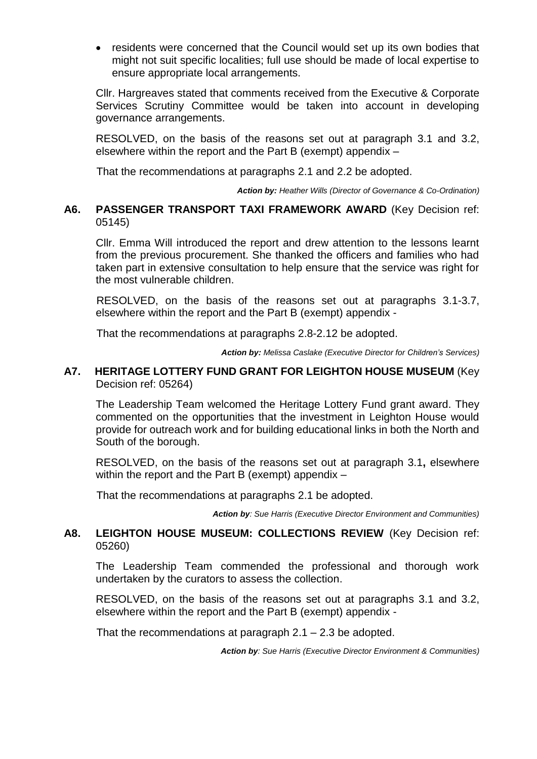- residents were concerned that the Council would set up its own bodies that might not suit specific localities; full use should be made of local expertise to ensure appropriate local arrangements.

Cllr. Hargreaves stated that comments received from the Executive & Corporate Services Scrutiny Committee would be taken into account in developing governance arrangements.

RESOLVED, on the basis of the reasons set out at paragraph 3.1 and 3.2, elsewhere within the report and the Part B (exempt) appendix –

That the recommendations at paragraphs 2.1 and 2.2 be adopted.

***Action by:** Heather Wills (Director of Governance & Co-Ordination)*

**A6. PASSENGER TRANSPORT TAXI FRAMEWORK AWARD** (Key Decision ref: 05145)

Cllr. Emma Will introduced the report and drew attention to the lessons learnt from the previous procurement. She thanked the officers and families who had taken part in extensive consultation to help ensure that the service was right for the most vulnerable children.

RESOLVED, on the basis of the reasons set out at paragraphs 3.1-3.7, elsewhere within the report and the Part B (exempt) appendix -

That the recommendations at paragraphs 2.8-2.12 be adopted.

***Action by:** Melissa Caslake (Executive Director for Children's Services)*

**A7. HERITAGE LOTTERY FUND GRANT FOR LEIGHTON HOUSE MUSEUM** (Key Decision ref: 05264)

The Leadership Team welcomed the Heritage Lottery Fund grant award. They commented on the opportunities that the investment in Leighton House would provide for outreach work and for building educational links in both the North and South of the borough.

RESOLVED, on the basis of the reasons set out at paragraph 3.1**,** elsewhere within the report and the Part B (exempt) appendix –

That the recommendations at paragraphs 2.1 be adopted.

***Action by**: Sue Harris (Executive Director Environment and Communities)*

**A8. LEIGHTON HOUSE MUSEUM: COLLECTIONS REVIEW** (Key Decision ref: 05260)

The Leadership Team commended the professional and thorough work undertaken by the curators to assess the collection.

RESOLVED, on the basis of the reasons set out at paragraphs 3.1 and 3.2, elsewhere within the report and the Part B (exempt) appendix -

That the recommendations at paragraph 2.1 – 2.3 be adopted.

***Action by**: Sue Harris (Executive Director Environment & Communities)*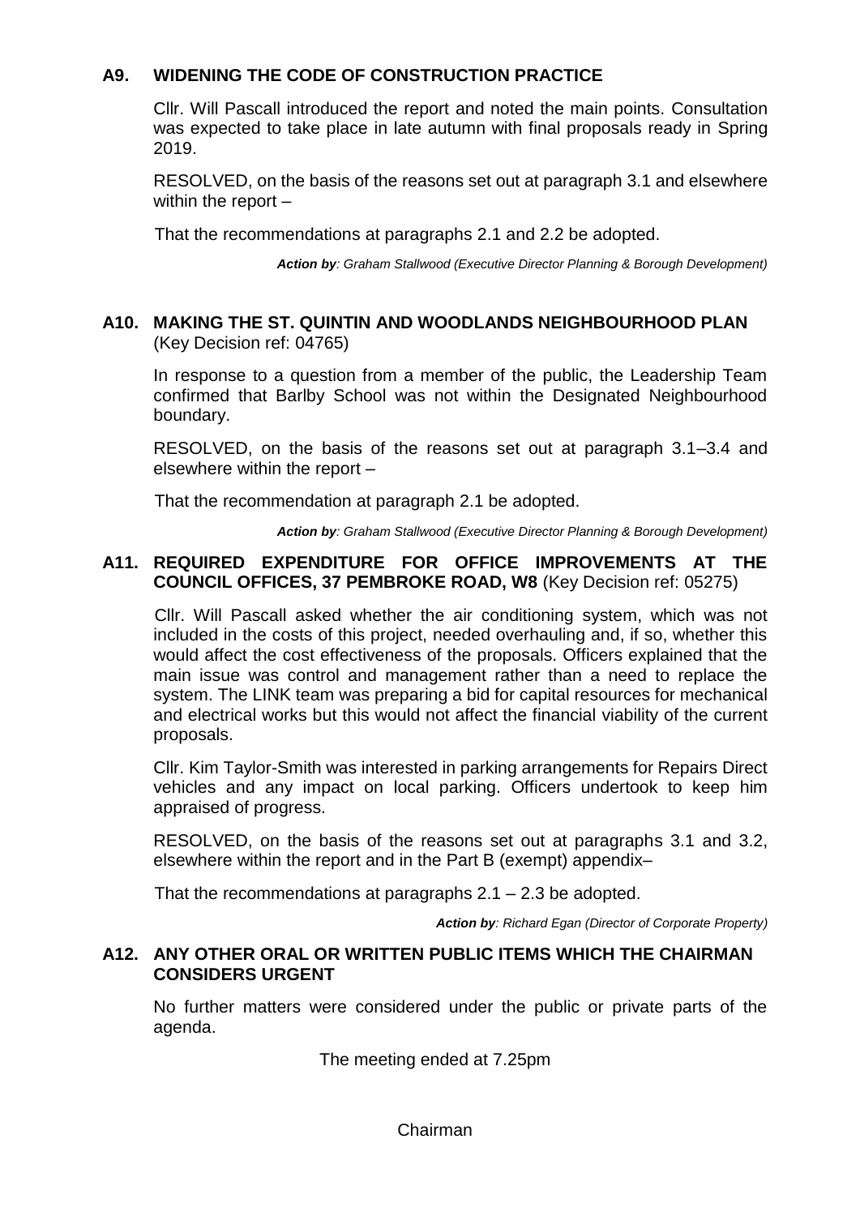## A9. WIDENING THE CODE OF CONSTRUCTION PRACTICE

Cllr. Will Pascall introduced the report and noted the main points. Consultation was expected to take place in late autumn with final proposals ready in Spring 2019.

RESOLVED, on the basis of the reasons set out at paragraph 3.1 and elsewhere within the report –

That the recommendations at paragraphs 2.1 and 2.2 be adopted.

***Action by**: Graham Stallwood (Executive Director Planning & Borough Development)*

## A10. MAKING THE ST. QUINTIN AND WOODLANDS NEIGHBOURHOOD PLAN (Key Decision ref: 04765)

In response to a question from a member of the public, the Leadership Team confirmed that Barlby School was not within the Designated Neighbourhood boundary.

RESOLVED, on the basis of the reasons set out at paragraph 3.1–3.4 and elsewhere within the report –

That the recommendation at paragraph 2.1 be adopted.

***Action by**: Graham Stallwood (Executive Director Planning & Borough Development)*

## A11. REQUIRED EXPENDITURE FOR OFFICE IMPROVEMENTS AT THE COUNCIL OFFICES, 37 PEMBROKE ROAD, W8 (Key Decision ref: 05275)

Cllr. Will Pascall asked whether the air conditioning system, which was not included in the costs of this project, needed overhauling and, if so, whether this would affect the cost effectiveness of the proposals. Officers explained that the main issue was control and management rather than a need to replace the system. The LINK team was preparing a bid for capital resources for mechanical and electrical works but this would not affect the financial viability of the current proposals.

Cllr. Kim Taylor-Smith was interested in parking arrangements for Repairs Direct vehicles and any impact on local parking. Officers undertook to keep him appraised of progress.

RESOLVED, on the basis of the reasons set out at paragraphs 3.1 and 3.2, elsewhere within the report and in the Part B (exempt) appendix–

That the recommendations at paragraphs 2.1 – 2.3 be adopted.

***Action by**: Richard Egan (Director of Corporate Property)*

## A12. ANY OTHER ORAL OR WRITTEN PUBLIC ITEMS WHICH THE CHAIRMAN CONSIDERS URGENT

No further matters were considered under the public or private parts of the agenda.

The meeting ended at 7.25pm

Chairman